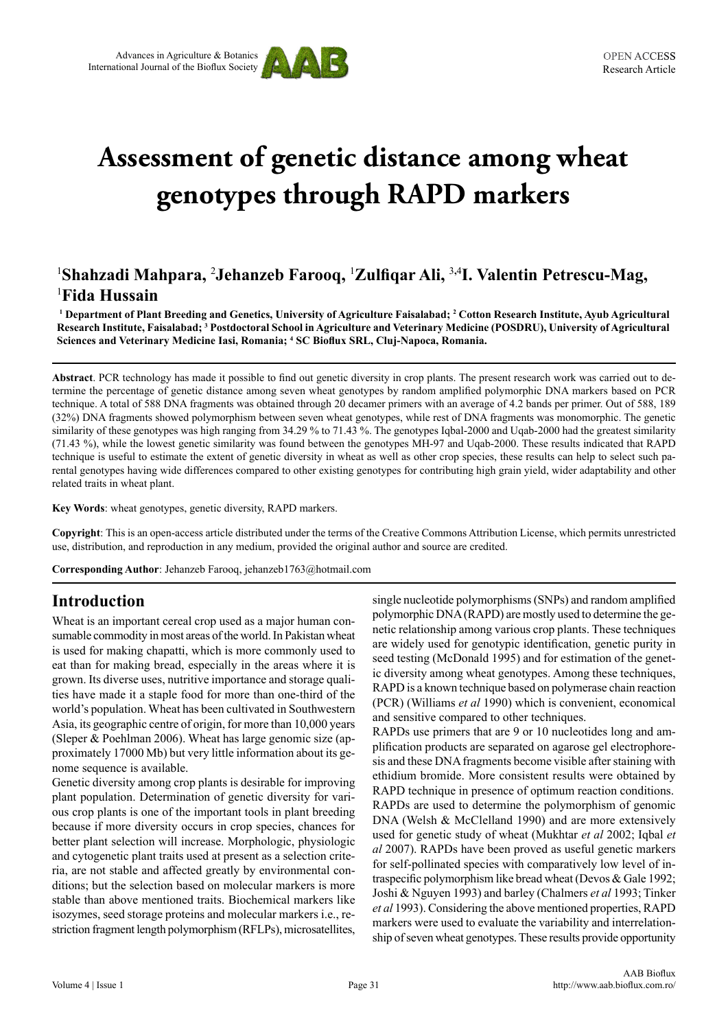# Assessment of genetic distance among wheat genotypes through RAPD markers

[1]**Shahzadi Mahpara**, [2]**Jehanzeb Farooq**, [1]**Zulfiqar Ali**, [3,4]**I. Valentin Petrescu-Mag**, [1]**Fida Hussain**

**[1] Department of Plant Breeding and Genetics, University of Agriculture Faisalabad; [2] Cotton Research Institute, Ayub Agricultural Research Institute, Faisalabad; [3] Postdoctoral School in Agriculture and Veterinary Medicine (POSDRU), University of Agricultural Sciences and Veterinary Medicine Iasi, Romania; [4] SC Bioflux SRL, Cluj-Napoca, Romania.**

**Abstract**. PCR technology has made it possible to find out genetic diversity in crop plants. The present research work was carried out to determine the percentage of genetic distance among seven wheat genotypes by random amplified polymorphic DNA markers based on PCR technique. A total of 588 DNA fragments was obtained through 20 decamer primers with an average of 4.2 bands per primer. Out of 588, 189 (32%) DNA fragments showed polymorphism between seven wheat genotypes, while rest of DNA fragments was monomorphic. The genetic similarity of these genotypes was high ranging from 34.29 % to 71.43 %. The genotypes Iqbal-2000 and Uqab-2000 had the greatest similarity (71.43 %), while the lowest genetic similarity was found between the genotypes MH-97 and Uqab-2000. These results indicated that RAPD technique is useful to estimate the extent of genetic diversity in wheat as well as other crop species, these results can help to select such parental genotypes having wide differences compared to other existing genotypes for contributing high grain yield, wider adaptability and other related traits in wheat plant.

**Key Words**: wheat genotypes, genetic diversity, RAPD markers.

**Copyright**: This is an open-access article distributed under the terms of the Creative Commons Attribution License, which permits unrestricted use, distribution, and reproduction in any medium, provided the original author and source are credited.

**Corresponding Author**: Jehanzeb Farooq, jehanzeb1763@hotmail.com

## Introduction

Wheat is an important cereal crop used as a major human consumable commodity in most areas of the world. In Pakistan wheat is used for making chapatti, which is more commonly used to eat than for making bread, especially in the areas where it is grown. Its diverse uses, nutritive importance and storage qualities have made it a staple food for more than one-third of the world's population. Wheat has been cultivated in Southwestern Asia, its geographic centre of origin, for more than 10,000 years (Sleper & Poehlman 2006). Wheat has large genomic size (approximately 17000 Mb) but very little information about its genome sequence is available.

Genetic diversity among crop plants is desirable for improving plant population. Determination of genetic diversity for various crop plants is one of the important tools in plant breeding because if more diversity occurs in crop species, chances for better plant selection will increase. Morphologic, physiologic and cytogenetic plant traits used at present as a selection criteria, are not stable and affected greatly by environmental conditions; but the selection based on molecular markers is more stable than above mentioned traits. Biochemical markers like isozymes, seed storage proteins and molecular markers i.e., restriction fragment length polymorphism (RFLPs), microsatellites, single nucleotide polymorphisms (SNPs) and random amplified polymorphic DNA (RAPD) are mostly used to determine the genetic relationship among various crop plants. These techniques are widely used for genotypic identification, genetic purity in seed testing (McDonald 1995) and for estimation of the genetic diversity among wheat genotypes. Among these techniques, RAPD is a known technique based on polymerase chain reaction (PCR) (Williams *et al* 1990) which is convenient, economical and sensitive compared to other techniques.

RAPDs use primers that are 9 or 10 nucleotides long and amplification products are separated on agarose gel electrophoresis and these DNA fragments become visible after staining with ethidium bromide. More consistent results were obtained by RAPD technique in presence of optimum reaction conditions.

RAPDs are used to determine the polymorphism of genomic DNA (Welsh & McClelland 1990) and are more extensively used for genetic study of wheat (Mukhtar *et al* 2002; Iqbal *et al* 2007). RAPDs have been proved as useful genetic markers for self-pollinated species with comparatively low level of intraspecific polymorphism like bread wheat (Devos & Gale 1992; Joshi & Nguyen 1993) and barley (Chalmers *et al* 1993; Tinker *et al* 1993). Considering the above mentioned properties, RAPD markers were used to evaluate the variability and interrelationship of seven wheat genotypes. These results provide opportunity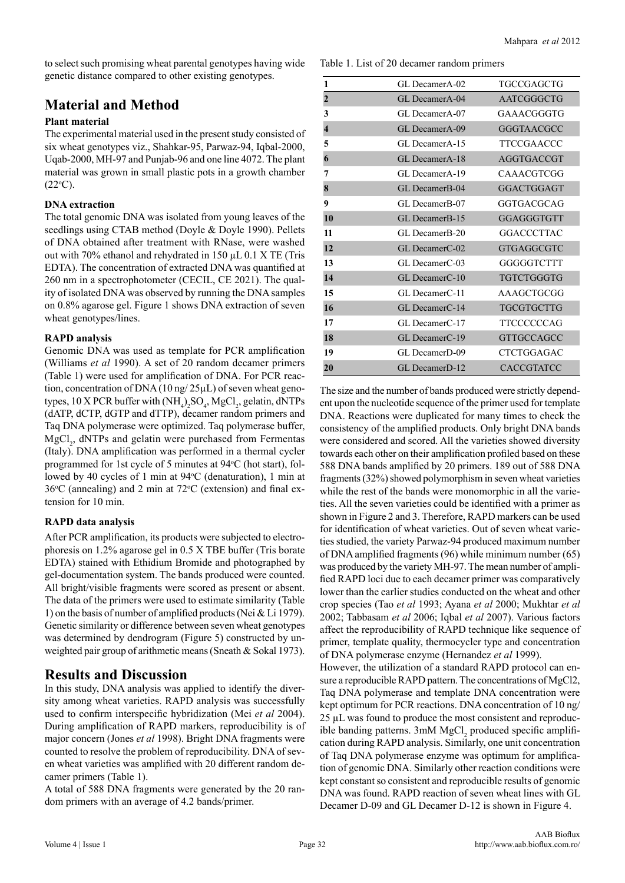to select such promising wheat parental genotypes having wide genetic distance compared to other existing genotypes.

## Material and Method

### Plant material

The experimental material used in the present study consisted of six wheat genotypes viz., Shahkar-95, Parwaz-94, Iqbal-2000, Uqab-2000, MH-97 and Punjab-96 and one line 4072. The plant material was grown in small plastic pots in a growth chamber ($22^oC$).

### DNA extraction

The total genomic DNA was isolated from young leaves of the seedlings using CTAB method (Doyle & Doyle 1990). Pellets of DNA obtained after treatment with RNase, were washed out with 70% ethanol and rehydrated in 150 µL 0.1 X TE (Tris EDTA). The concentration of extracted DNA was quantified at 260 nm in a spectrophotometer (CECIL, CE 2021). The quality of isolated DNA was observed by running the DNA samples on 0.8% agarose gel. Figure 1 shows DNA extraction of seven wheat genotypes/lines.

### RAPD analysis

Genomic DNA was used as template for PCR amplification (Williams *et al* 1990). A set of 20 random decamer primers (Table 1) were used for amplification of DNA. For PCR reaction, concentration of DNA (10 ng/ 25µL) of seven wheat genotypes, 10 X PCR buffer with $(NH_4)_2SO_4$, $MgCl_2$, gelatin, dNTPs (dATP, dCTP, dGTP and dTTP), decamer random primers and Taq DNA polymerase were optimized. Taq polymerase buffer, $MgCl_2$, dNTPs and gelatin were purchased from Fermentas (Italy). DNA amplification was performed in a thermal cycler programmed for 1st cycle of 5 minutes at $94^oC$ (hot start), followed by 40 cycles of 1 min at $94^oC$ (denaturation), 1 min at $36^oC$ (annealing) and 2 min at $72^oC$ (extension) and final extension for 10 min.

### RAPD data analysis

After PCR amplification, its products were subjected to electrophoresis on 1.2% agarose gel in 0.5 X TBE buffer (Tris borate EDTA) stained with Ethidium Bromide and photographed by gel-documentation system. The bands produced were counted. All bright/visible fragments were scored as present or absent. The data of the primers were used to estimate similarity (Table 1) on the basis of number of amplified products (Nei & Li 1979). Genetic similarity or difference between seven wheat genotypes was determined by dendrogram (Figure 5) constructed by unweighted pair group of arithmetic means (Sneath & Sokal 1973).

Table 1. List of 20 decamer random primers

| | | |
|---|---|---|
| 1 | GL DecamerA-02 | TGCCGAGCTG |
| 2 | GL DecamerA-04 | AATCGGGCTG |
| 3 | GL DecamerA-07 | GAAACGGGTG |
| 4 | GL DecamerA-09 | GGGTAACGCC |
| 5 | GL DecamerA-15 | TTCCGAACCC |
| 6 | GL DecamerA-18 | AGGTGACCGT |
| 7 | GL DecamerA-19 | CAAACGTCGG |
| 8 | GL DecamerB-04 | GGACTGGAGT |
| 9 | GL DecamerB-07 | GGTGACGCAG |
| 10 | GL DecamerB-15 | GGAGGGTGTT |
| 11 | GL DecamerB-20 | GGACCCTTAC |
| 12 | GL DecamerC-02 | GTGAGGCGTC |
| 13 | GL DecamerC-03 | GGGGGTCTTT |
| 14 | GL DecamerC-10 | TGTCTGGGTG |
| 15 | GL DecamerC-11 | AAAGCTGCGG |
| 16 | GL DecamerC-14 | TGCGTGCTTG |
| 17 | GL DecamerC-17 | TTCCCCCCAG |
| 18 | GL DecamerC-19 | GTTGCCAGCC |
| 19 | GL DecamerD-09 | CTCTGGAGAC |
| 20 | GL DecamerD-12 | CACCGTATCC |

## Results and Discussion

In this study, DNA analysis was applied to identify the diversity among wheat varieties. RAPD analysis was successfully used to confirm interspecific hybridization (Mei *et al* 2004). During amplification of RAPD markers, reproducibility is of major concern (Jones *et al* 1998). Bright DNA fragments were counted to resolve the problem of reproducibility. DNA of seven wheat varieties was amplified with 20 different random decamer primers (Table 1).

A total of 588 DNA fragments were generated by the 20 random primers with an average of 4.2 bands/primer.

The size and the number of bands produced were strictly dependent upon the nucleotide sequence of the primer used for template DNA. Reactions were duplicated for many times to check the consistency of the amplified products. Only bright DNA bands were considered and scored. All the varieties showed diversity towards each other on their amplification profiled based on these 588 DNA bands amplified by 20 primers. 189 out of 588 DNA fragments (32%) showed polymorphism in seven wheat varieties while the rest of the bands were monomorphic in all the varieties. All the seven varieties could be identified with a primer as shown in Figure 2 and 3. Therefore, RAPD markers can be used for identification of wheat varieties. Out of seven wheat varieties studied, the variety Parwaz-94 produced maximum number of DNA amplified fragments (96) while minimum number (65) was produced by the variety MH-97. The mean number of amplified RAPD loci due to each decamer primer was comparatively lower than the earlier studies conducted on the wheat and other crop species (Tao *et al* 1993; Ayana *et al* 2000; Mukhtar *et al* 2002; Tabbasam *et al* 2006; Iqbal *et al* 2007). Various factors affect the reproducibility of RAPD technique like sequence of primer, template quality, thermocycler type and concentration of DNA polymerase enzyme (Hernandez *et al* 1999).

However, the utilization of a standard RAPD protocol can ensure a reproducible RAPD pattern. The concentrations of MgCl2, Taq DNA polymerase and template DNA concentration were kept optimum for PCR reactions. DNA concentration of 10 ng/ 25 µL was found to produce the most consistent and reproducible banding patterns. 3mM $MgCl_2$ produced specific amplification during RAPD analysis. Similarly, one unit concentration of Taq DNA polymerase enzyme was optimum for amplification of genomic DNA. Similarly other reaction conditions were kept constant so consistent and reproducible results of genomic DNA was found. RAPD reaction of seven wheat lines with GL Decamer D-09 and GL Decamer D-12 is shown in Figure 4.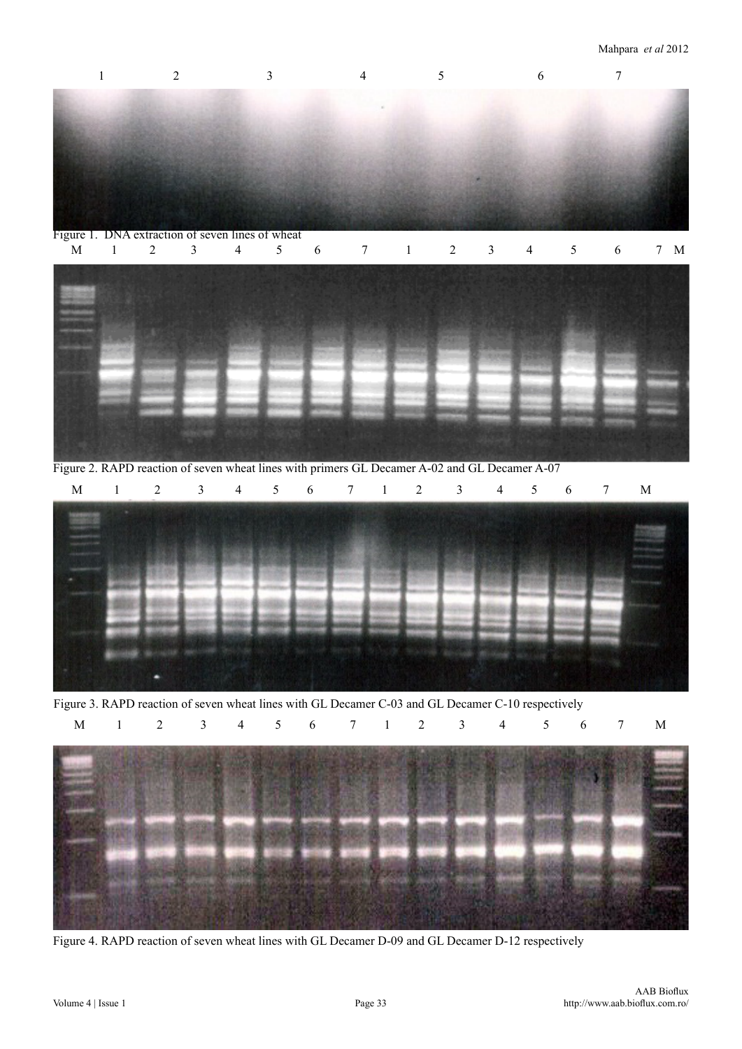Figure 1. DNA extraction of seven lines of wheat

Figure 2. RAPD reaction of seven wheat lines with primers GL Decamer A-02 and GL Decamer A-07

Figure 3. RAPD reaction of seven wheat lines with GL Decamer C-03 and GL Decamer C-10 respectively

Figure 4. RAPD reaction of seven wheat lines with GL Decamer D-09 and GL Decamer D-12 respectively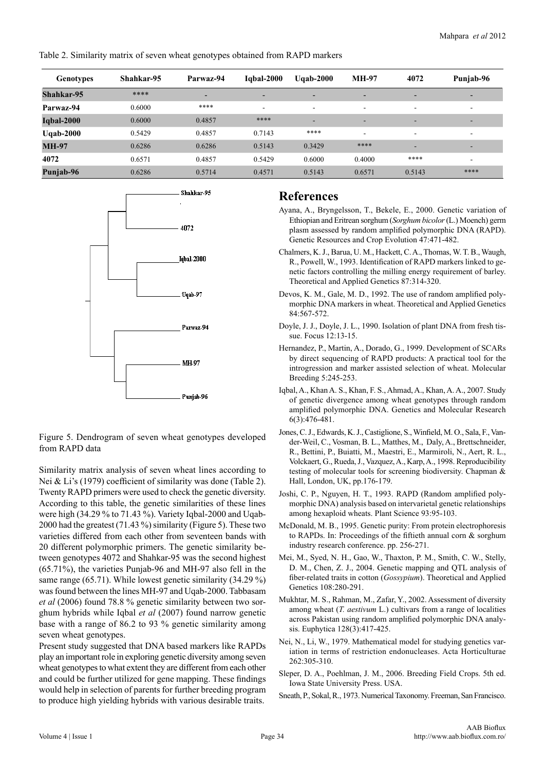Table 2. Similarity matrix of seven wheat genotypes obtained from RAPD markers

| Genotypes | Shahkar-95 | Parwaz-94 | Iqbal-2000 | Uqab-2000 | MH-97 | 4072 | Punjab-96 |
|---|---|---|---|---|---|---|---|
| **Shahkar-95** | **** | - | - | - | - | - | - |
| **Parwaz-94** | 0.6000 | **** | - | - | - | - | - |
| **Iqbal-2000** | 0.6000 | 0.4857 | **** | - | - | - | - |
| **Uqab-2000** | 0.5429 | 0.4857 | 0.7143 | **** | - | - | - |
| **MH-97** | 0.6286 | 0.6286 | 0.5143 | 0.3429 | **** | - | - |
| **4072** | 0.6571 | 0.4857 | 0.5429 | 0.6000 | 0.4000 | **** | - |
| **Punjab-96** | 0.6286 | 0.5714 | 0.4571 | 0.5143 | 0.6571 | 0.5143 | **** |

Figure 5. Dendrogram of seven wheat genotypes developed from RAPD data

Similarity matrix analysis of seven wheat lines according to Nei & Li's (1979) coefficient of similarity was done (Table 2). Twenty RAPD primers were used to check the genetic diversity. According to this table, the genetic similarities of these lines were high (34.29 % to 71.43 %). Variety Iqbal-2000 and Uqab-2000 had the greatest (71.43 %) similarity (Figure 5). These two varieties differed from each other from seventeen bands with 20 different polymorphic primers. The genetic similarity between genotypes 4072 and Shahkar-95 was the second highest (65.71%), the varieties Punjab-96 and MH-97 also fell in the same range (65.71). While lowest genetic similarity (34.29 %) was found between the lines MH-97 and Uqab-2000. Tabbasam *et al* (2006) found 78.8 % genetic similarity between two sorghum hybrids while Iqbal *et al* (2007) found narrow genetic base with a range of 86.2 to 93 % genetic similarity among seven wheat genotypes.

Present study suggested that DNA based markers like RAPDs play an important role in exploring genetic diversity among seven wheat genotypes to what extent they are different from each other and could be further utilized for gene mapping. These findings would help in selection of parents for further breeding program to produce high yielding hybrids with various desirable traits.

## References

Ayana, A., Bryngelsson, T., Bekele, E., 2000. Genetic variation of Ethiopian and Eritrean sorghum (*Sorghum bicolor* (L.) Moench) germ plasm assessed by random amplified polymorphic DNA (RAPD). Genetic Resources and Crop Evolution 47:471-482.

Chalmers, K. J., Barua, U. M., Hackett, C. A., Thomas, W. T. B., Waugh, R., Powell, W., 1993. Identification of RAPD markers linked to genetic factors controlling the milling energy requirement of barley. Theoretical and Applied Genetics 87:314-320.

Devos, K. M., Gale, M. D., 1992. The use of random amplified polymorphic DNA markers in wheat. Theoretical and Applied Genetics 84:567-572.

Doyle, J. J., Doyle, J. L., 1990. Isolation of plant DNA from fresh tissue. Focus 12:13-15.

Hernandez, P., Martin, A., Dorado, G., 1999. Development of SCARs by direct sequencing of RAPD products: A practical tool for the introgression and marker assisted selection of wheat. Molecular Breeding 5:245-253.

Iqbal, A., Khan A. S., Khan, F. S., Ahmad, A., Khan, A. A., 2007. Study of genetic divergence among wheat genotypes through random amplified polymorphic DNA. Genetics and Molecular Research 6(3):476-481.

Jones, C. J., Edwards, K. J., Castiglione, S., Winfield, M. O., Sala, F., Vander-Weil, C., Vosman, B. L., Matthes, M., Daly, A., Brettschneider, R., Bettini, P., Buiatti, M., Maestri, E., Marmiroli, N., Aert, R. L., Volckaert, G., Rueda, J., Vazquez, A., Karp, A., 1998. Reproducibility testing of molecular tools for screening biodiversity. Chapman & Hall, London, UK, pp.176-179.

Joshi, C. P., Nguyen, H. T., 1993. RAPD (Random amplified polymorphic DNA) analysis based on intervarietal genetic relationships among hexaploid wheats. Plant Science 93:95-103.

McDonald, M. B., 1995. Genetic purity: From protein electrophoresis to RAPDs. In: Proceedings of the fiftieth annual corn & sorghum industry research conference. pp. 256-271.

Mei, M., Syed, N. H., Gao, W., Thaxton, P. M., Smith, C. W., Stelly, D. M., Chen, Z. J., 2004. Genetic mapping and QTL analysis of fiber-related traits in cotton (*Gossypium*). Theoretical and Applied Genetics 108:280-291.

Mukhtar, M. S., Rahman, M., Zafar, Y., 2002. Assessment of diversity among wheat (*T. aestivum* L.) cultivars from a range of localities across Pakistan using random amplified polymorphic DNA analysis. Euphytica 128(3):417-425.

Nei, N., Li, W., 1979. Mathematical model for studying genetics variation in terms of restriction endonucleases. Acta Horticulturae 262:305-310.

Sleper, D. A., Poehlman, J. M., 2006. Breeding Field Crops. 5th ed. Iowa State University Press. USA.

Sneath, P., Sokal, R., 1973. Numerical Taxonomy. Freeman, San Francisco.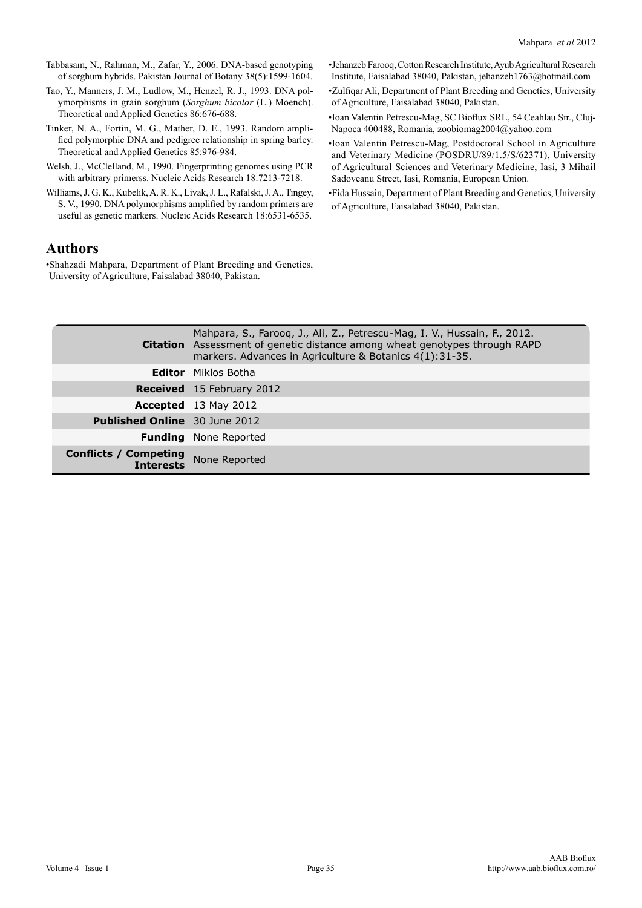Tabbasam, N., Rahman, M., Zafar, Y., 2006. DNA-based genotyping of sorghum hybrids. Pakistan Journal of Botany 38(5):1599-1604.

Tao, Y., Manners, J. M., Ludlow, M., Henzel, R. J., 1993. DNA polymorphisms in grain sorghum (*Sorghum bicolor* (L.) Moench). Theoretical and Applied Genetics 86:676-688.

Tinker, N. A., Fortin, M. G., Mather, D. E., 1993. Random amplified polymorphic DNA and pedigree relationship in spring barley. Theoretical and Applied Genetics 85:976-984.

Welsh, J., McClelland, M., 1990. Fingerprinting genomes using PCR with arbitrary primerss. Nucleic Acids Research 18:7213-7218.

Williams, J. G. K., Kubelik, A. R. K., Livak, J. L., Rafalski, J. A., Tingey, S. V., 1990. DNA polymorphisms amplified by random primers are useful as genetic markers. Nucleic Acids Research 18:6531-6535.

## Authors

- Shahzadi Mahpara, Department of Plant Breeding and Genetics, University of Agriculture, Faisalabad 38040, Pakistan.
- Jehanzeb Farooq, Cotton Research Institute, Ayub Agricultural Research Institute, Faisalabad 38040, Pakistan, jehanzeb1763@hotmail.com
- Zulfiqar Ali, Department of Plant Breeding and Genetics, University of Agriculture, Faisalabad 38040, Pakistan.
- Ioan Valentin Petrescu-Mag, SC Bioflux SRL, 54 Ceahlau Str., Cluj-Napoca 400488, Romania, zoobiomag2004@yahoo.com
- Ioan Valentin Petrescu-Mag, Postdoctoral School in Agriculture and Veterinary Medicine (POSDRU/89/1.5/S/62371), University of Agricultural Sciences and Veterinary Medicine, Iasi, 3 Mihail Sadoveanu Street, Iasi, Romania, European Union.
- Fida Hussain, Department of Plant Breeding and Genetics, University of Agriculture, Faisalabad 38040, Pakistan.

| | |
|---|---|
| **Citation** | Mahpara, S., Farooq, J., Ali, Z., Petrescu-Mag, I. V., Hussain, F., 2012. Assessment of genetic distance among wheat genotypes through RAPD markers. Advances in Agriculture & Botanics 4(1):31-35. |
| **Editor** | Miklos Botha |
| **Received** | 15 February 2012 |
| **Accepted** | 13 May 2012 |
| **Published Online** | 30 June 2012 |
| **Funding** | None Reported |
| **Conflicts / Competing Interests** | None Reported |